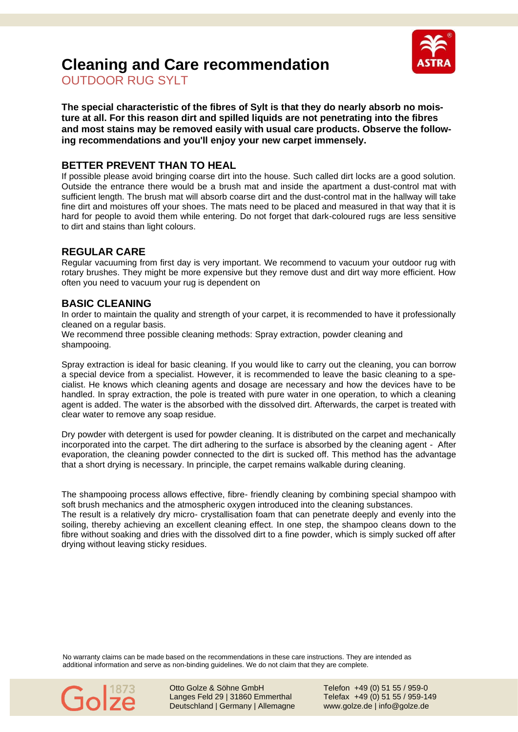# Cleaning and Care recommendation

## OUTDOOR RUG SYLT

**The special characteristic of the fibres of Sylt is that they do nearly absorb no moisture at all. For this reason dirt and spilled liquids are not penetrating into the fibres and most stains may be removed easily with usual care products. Observe the following recommendations and you'll enjoy your new carpet immensely.**

### BETTER PREVENT THAN TO HEAL

If possible please avoid bringing coarse dirt into the house. Such called dirt locks are a good solution. Outside the entrance there would be a brush mat and inside the apartment a dust-control mat with sufficient length. The brush mat will absorb coarse dirt and the dust-control mat in the hallway will take fine dirt and moistures off your shoes. The mats need to be placed and measured in that way that it is hard for people to avoid them while entering. Do not forget that dark-coloured rugs are less sensitive to dirt and stains than light colours.

### REGULAR CARE

Regular vacuuming from first day is very important. We recommend to vacuum your outdoor rug with rotary brushes. They might be more expensive but they remove dust and dirt way more efficient. How often you need to vacuum your rug is dependent on

### BASIC CLEANING

In order to maintain the quality and strength of your carpet, it is recommended to have it professionally cleaned on a regular basis.
We recommend three possible cleaning methods: Spray extraction, powder cleaning and shampooing.

Spray extraction is ideal for basic cleaning. If you would like to carry out the cleaning, you can borrow a special device from a specialist. However, it is recommended to leave the basic cleaning to a specialist. He knows which cleaning agents and dosage are necessary and how the devices have to be handled. In spray extraction, the pole is treated with pure water in one operation, to which a cleaning agent is added. The water is the absorbed with the dissolved dirt. Afterwards, the carpet is treated with clear water to remove any soap residue.

Dry powder with detergent is used for powder cleaning. It is distributed on the carpet and mechanically incorporated into the carpet. The dirt adhering to the surface is absorbed by the cleaning agent - After evaporation, the cleaning powder connected to the dirt is sucked off. This method has the advantage that a short drying is necessary. In principle, the carpet remains walkable during cleaning.

The shampooing process allows effective, fibre- friendly cleaning by combining special shampoo with soft brush mechanics and the atmospheric oxygen introduced into the cleaning substances.
The result is a relatively dry micro- crystallisation foam that can penetrate deeply and evenly into the soiling, thereby achieving an excellent cleaning effect. In one step, the shampoo cleans down to the fibre without soaking and dries with the dissolved dirt to a fine powder, which is simply sucked off after drying without leaving sticky residues.

No warranty claims can be made based on the recommendations in these care instructions. They are intended as additional information and serve as non-binding guidelines. We do not claim that they are complete.

Golze 1873

Otto Golze & Söhne GmbH
Langes Feld 29 | 31860 Emmerthal
Deutschland | Germany | Allemagne

Telefon +49 (0) 51 55 / 959-0
Telefax +49 (0) 51 55 / 959-149
www.golze.de | info@golze.de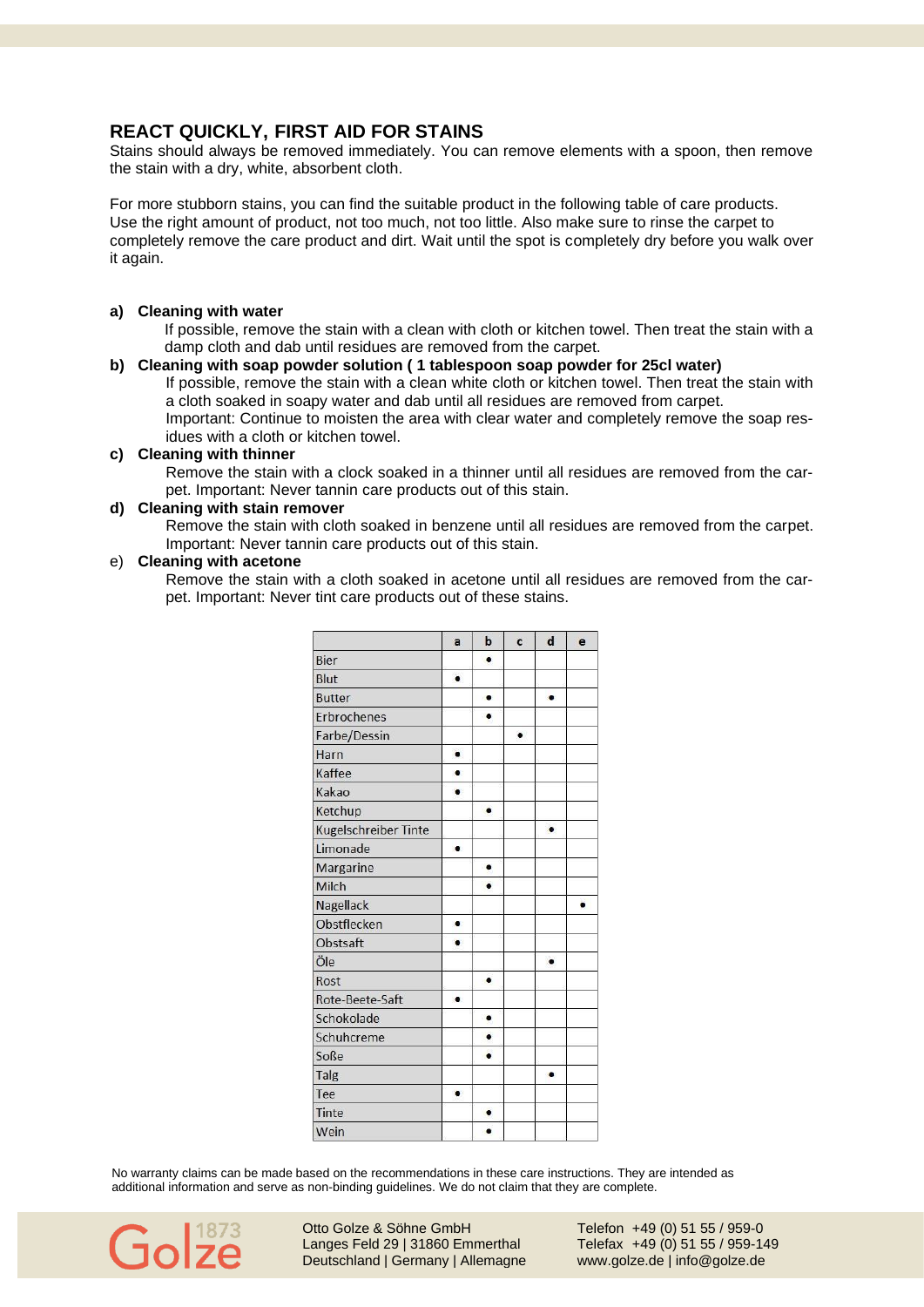## REACT QUICKLY, FIRST AID FOR STAINS

Stains should always be removed immediately. You can remove elements with a spoon, then remove the stain with a dry, white, absorbent cloth.

For more stubborn stains, you can find the suitable product in the following table of care products. Use the right amount of product, not too much, not too little. Also make sure to rinse the carpet to completely remove the care product and dirt. Wait until the spot is completely dry before you walk over it again.

**a) Cleaning with water**
If possible, remove the stain with a clean with cloth or kitchen towel. Then treat the stain with a damp cloth and dab until residues are removed from the carpet.

**b) Cleaning with soap powder solution ( 1 tablespoon soap powder for 25cl water)**
If possible, remove the stain with a clean white cloth or kitchen towel. Then treat the stain with a cloth soaked in soapy water and dab until all residues are removed from carpet.
Important: Continue to moisten the area with clear water and completely remove the soap residues with a cloth or kitchen towel.

**c) Cleaning with thinner**
Remove the stain with a clock soaked in a thinner until all residues are removed from the carpet. Important: Never tannin care products out of this stain.

**d) Cleaning with stain remover**
Remove the stain with cloth soaked in benzene until all residues are removed from the carpet. Important: Never tannin care products out of this stain.

e) **Cleaning with acetone**
Remove the stain with a cloth soaked in acetone until all residues are removed from the carpet. Important: Never tint care products out of these stains.

| | a | b | c | d | e |
|---|---|---|---|---|---|
| Bier | | • | | | |
| Blut | • | | | | |
| Butter | | • | | • | |
| Erbrochenes | | • | | | |
| Farbe/Dessin | | | • | | |
| Harn | • | | | | |
| Kaffee | • | | | | |
| Kakao | • | | | | |
| Ketchup | | • | | | |
| Kugelschreiber Tinte | | | | • | |
| Limonade | • | | | | |
| Margarine | | • | | | |
| Milch | | • | | | |
| Nagellack | | | | | • |
| Obstflecken | • | | | | |
| Obstsaft | • | | | | |
| Öle | | | | • | |
| Rost | | • | | | |
| Rote-Beete-Saft | • | | | | |
| Schokolade | | • | | | |
| Schuhcreme | | • | | | |
| Soße | | • | | | |
| Talg | | | | • | |
| Tee | • | | | | |
| Tinte | | • | | | |
| Wein | | • | | | |

No warranty claims can be made based on the recommendations in these care instructions. They are intended as additional information and serve as non-binding guidelines. We do not claim that they are complete.

Golze 1873

Otto Golze & Söhne GmbH
Langes Feld 29 | 31860 Emmerthal
Deutschland | Germany | Allemagne

Telefon +49 (0) 51 55 / 959-0
Telefax +49 (0) 51 55 / 959-149
www.golze.de | info@golze.de